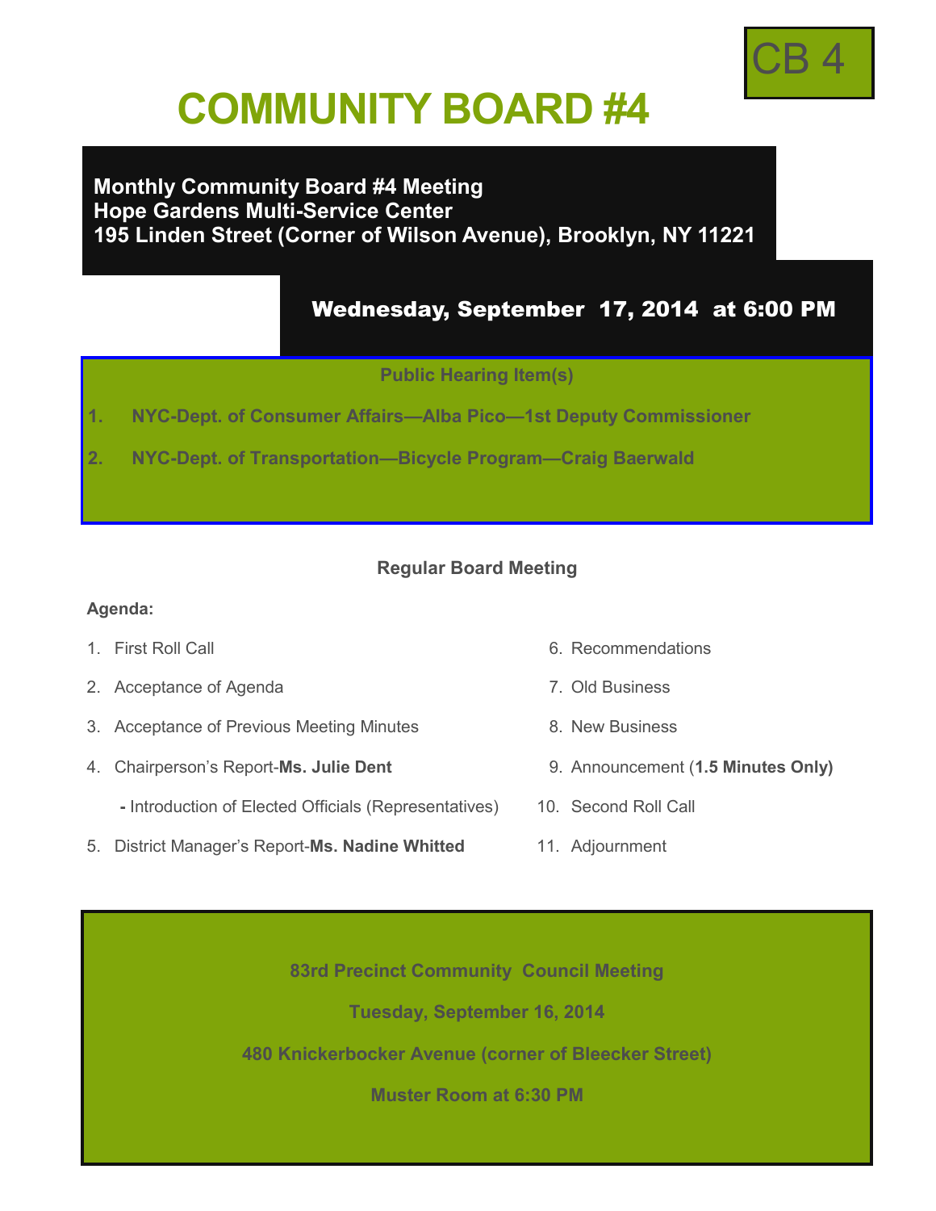CB 4

# COMMUNITY BOARD #4

**Monthly Community Board #4 Meeting**
**Hope Gardens Multi-Service Center**
**195 Linden Street (Corner of Wilson Avenue), Brooklyn, NY 11221**

**Wednesday, September 17, 2014 at 6:00 PM**

### Public Hearing Item(s)

1. **NYC-Dept. of Consumer Affairs—Alba Pico—1st Deputy Commissioner**
2. **NYC-Dept. of Transportation—Bicycle Program—Craig Baerwald**

### Regular Board Meeting

**Agenda:**

1. First Roll Call
2. Acceptance of Agenda
3. Acceptance of Previous Meeting Minutes
4. Chairperson's Report-**Ms. Julie Dent**
   **-** Introduction of Elected Officials (Representatives)
5. District Manager's Report-**Ms. Nadine Whitted**
6. Recommendations
7. Old Business
8. New Business
9. Announcement (**1.5 Minutes Only)**
10. Second Roll Call
11. Adjournment

**83rd Precinct Community Council Meeting**

**Tuesday, September 16, 2014**

**480 Knickerbocker Avenue (corner of Bleecker Street)**

**Muster Room at 6:30 PM**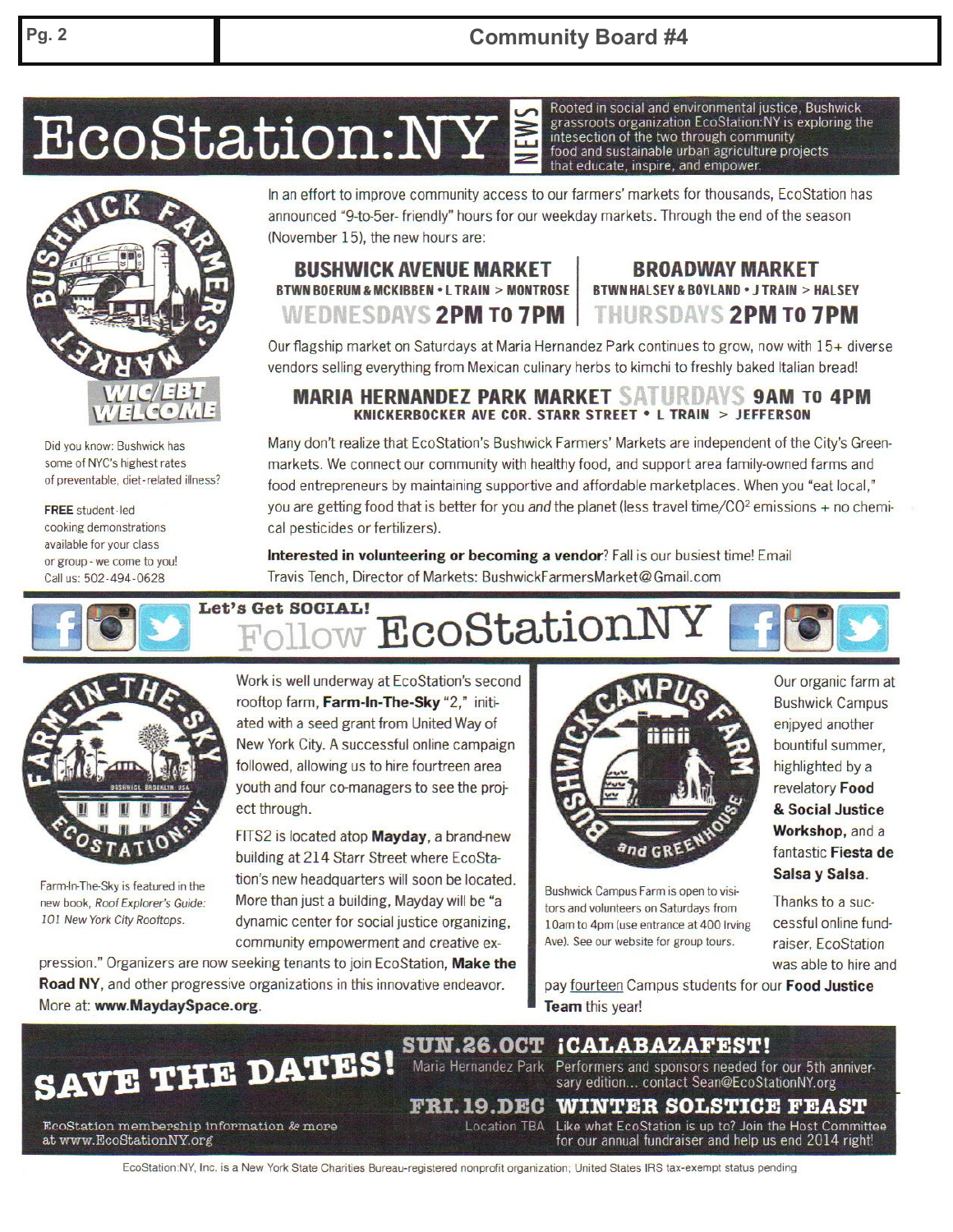# EcoStation:NY NEWS

Rooted in social and environmental justice, Bushwick grassroots organization EcoStation:NY is exploring the intesection of the two through community food and sustainable urban agriculture projects that educate, inspire, and empower.

BUSHWICK FARMERS' MARKET

WIC/EBT WELCOME

In an effort to improve community access to our farmers' markets for thousands, EcoStation has announced "9-to-5er- friendly" hours for our weekday markets. Through the end of the season (November 15), the new hours are:

**BUSHWICK AVENUE MARKET**
BTWN BOERUM & MCKIBBEN • L TRAIN > MONTROSE
**WEDNESDAYS 2PM TO 7PM**

**BROADWAY MARKET**
BTWN HALSEY & BOYLAND • J TRAIN > HALSEY
**THURSDAYS 2PM TO 7PM**

Our flagship market on Saturdays at Maria Hernandez Park continues to grow, now with 15+ diverse vendors selling everything from Mexican culinary herbs to kimchi to freshly baked Italian bread!

**MARIA HERNANDEZ PARK MARKET SATURDAYS 9AM TO 4PM**
KNICKERBOCKER AVE COR. STARR STREET • L TRAIN > JEFFERSON

Many don't realize that EcoStation's Bushwick Farmers' Markets are independent of the City's Greenmarkets. We connect our community with healthy food, and support area family-owned farms and food entrepreneurs by maintaining supportive and affordable marketplaces. When you "eat local," you are getting food that is better for you *and* the planet (less travel time/$CO^2$ emissions + no chemical pesticides or fertilizers).

**Interested in volunteering or becoming a vendor**? Fall is our busiest time! Email Travis Tench, Director of Markets: BushwickFarmersMarket@Gmail.com

Did you know: Bushwick has some of NYC's highest rates of preventable, diet-related illness?

**FREE** student-led cooking demonstrations available for your class or group - we come to you! Call us: 502-494-0628

## Let's Get SOCIAL! Follow EcoStationNY

FARM-IN-THE-SKY — BUSHWICK BROOKLYN USA — ECOSTATION:NY

Work is well underway at EcoStation's second rooftop farm, **Farm-In-The-Sky** "2," initiated with a seed grant from United Way of New York City. A successful online campaign followed, allowing us to hire fourteen area youth and four co-managers to see the project through.

FITS2 is located atop **Mayday**, a brand-new building at 214 Starr Street where EcoStation's new headquarters will soon be located. More than just a building, Mayday will be "a dynamic center for social justice organizing, community empowerment and creative expression." Organizers are now seeking tenants to join EcoStation, **Make the Road NY**, and other progressive organizations in this innovative endeavor. More at: **www.MaydaySpace.org**.

Farm-In-The-Sky is featured in the new book, *Roof Explorer's Guide: 101 New York City Rooftops.*

BUSHWICK CAMPUS FARM and GREENHOUSE

Our organic farm at Bushwick Campus enjpyed another bountiful summer, highlighted by a revelatory **Food & Social Justice Workshop**, and a fantastic **Fiesta de Salsa y Salsa**.

Thanks to a successful online fundraiser, EcoStation was able to hire and pay fourteen Campus students for our **Food Justice Team** this year!

Bushwick Campus Farm is open to visitors and volunteers on Saturdays from 10am to 4pm (use entrance at 400 Irving Ave). See our website for group tours.

## SAVE THE DATES!

**SUN.26.OCT** — Maria Hernandez Park — **¡CALABAZAFEST!** Performers and sponsors needed for our 5th anniversary edition... contact Sean@EcoStationNY.org

**FRI.19.DEC** — Location TBA — **WINTER SOLSTICE FEAST** Like what EcoStation is up to? Join the Host Committee for our annual fundraiser and help us end 2014 right!

EcoStation membership information & more at www.EcoStationNY.org

EcoStation:NY, Inc. is a New York State Charities Bureau-registered nonprofit organization; United States IRS tax-exempt status pending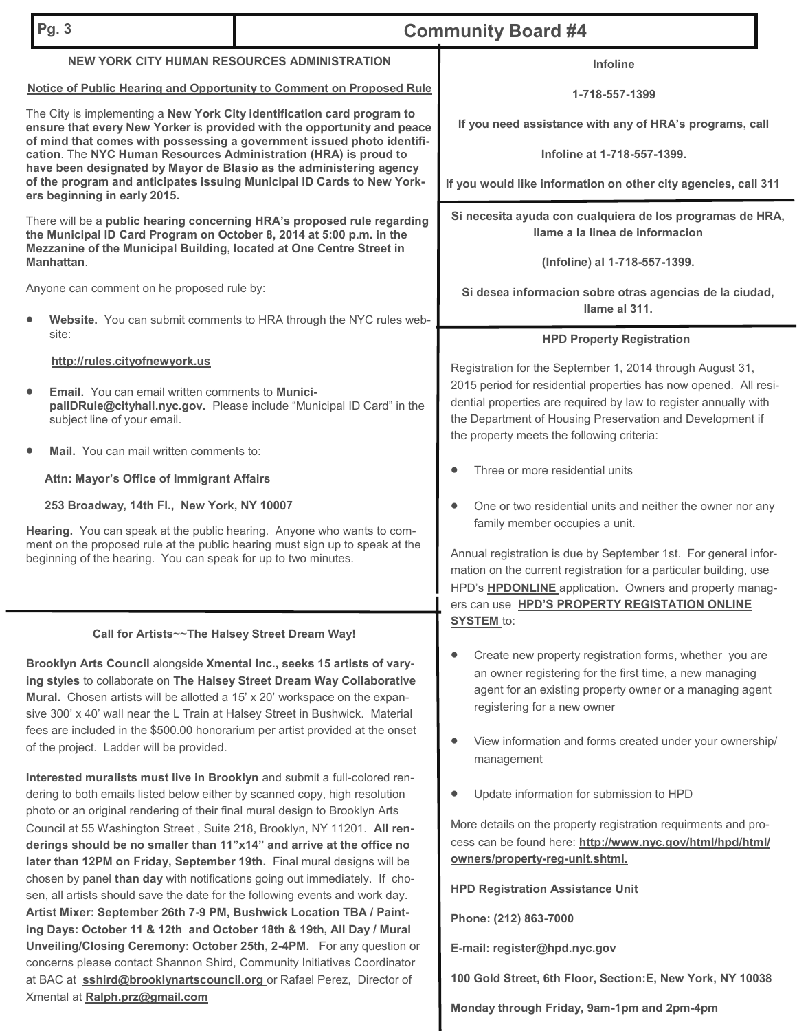## NEW YORK CITY HUMAN RESOURCES ADMINISTRATION

**Notice of Public Hearing and Opportunity to Comment on Proposed Rule**

The City is implementing a **New York City identification card program to ensure that every New Yorker** is **provided with the opportunity and peace of mind that comes with possessing a government issued photo identification**. The **NYC Human Resources Administration (HRA) is proud to have been designated by Mayor de Blasio as the administering agency of the program and anticipates issuing Municipal ID Cards to New Yorkers beginning in early 2015.**

There will be a **public hearing concerning HRA's proposed rule regarding the Municipal ID Card Program on October 8, 2014 at 5:00 p.m. in the Mezzanine of the Municipal Building, located at One Centre Street in Manhattan**.

Anyone can comment on he proposed rule by:

- **Website.** You can submit comments to HRA through the NYC rules website:

  **http://rules.cityofnewyork.us**

- **Email.** You can email written comments to **MunicipalIDRule@cityhall.nyc.gov.** Please include "Municipal ID Card" in the subject line of your email.

- **Mail.** You can mail written comments to:

  **Attn: Mayor's Office of Immigrant Affairs**

  **253 Broadway, 14th Fl., New York, NY 10007**

**Hearing.** You can speak at the public hearing. Anyone who wants to comment on the proposed rule at the public hearing must sign up to speak at the beginning of the hearing. You can speak for up to two minutes.

## Call for Artists~~The Halsey Street Dream Way!

**Brooklyn Arts Council** alongside **Xmental Inc., seeks 15 artists of varying styles** to collaborate on **The Halsey Street Dream Way Collaborative Mural.** Chosen artists will be allotted a 15' x 20' workspace on the expansive 300' x 40' wall near the L Train at Halsey Street in Bushwick. Material fees are included in the $500.00 honorarium per artist provided at the onset of the project. Ladder will be provided.

**Interested muralists must live in Brooklyn** and submit a full-colored rendering to both emails listed below either by scanned copy, high resolution photo or an original rendering of their final mural design to Brooklyn Arts Council at 55 Washington Street , Suite 218, Brooklyn, NY 11201. **All renderings should be no smaller than 11"x14" and arrive at the office no later than 12PM on Friday, September 19th.** Final mural designs will be chosen by panel **than day** with notifications going out immediately. If chosen, all artists should save the date for the following events and work day. **Artist Mixer: September 26th 7-9 PM, Bushwick Location TBA / Painting Days: October 11 & 12th and October 18th & 19th, All Day / Mural Unveiling/Closing Ceremony: October 25th, 2-4PM.** For any question or concerns please contact Shannon Shird, Community Initiatives Coordinator at BAC at **sshird@brooklynartscouncil.org** or Rafael Perez, Director of Xmental at **Ralph.prz@gmail.com**

## Infoline

**1-718-557-1399**

**If you need assistance with any of HRA's programs, call**

**Infoline at 1-718-557-1399.**

**If you would like information on other city agencies, call 311**

**Si necesita ayuda con cualquiera de los programas de HRA, llame a la linea de informacion**

**(Infoline) al 1-718-557-1399.**

**Si desea informacion sobre otras agencias de la ciudad, llame al 311.**

## HPD Property Registration

Registration for the September 1, 2014 through August 31, 2015 period for residential properties has now opened. All residential properties are required by law to register annually with the Department of Housing Preservation and Development if the property meets the following criteria:

- Three or more residential units
- One or two residential units and neither the owner nor any family member occupies a unit.

Annual registration is due by September 1st. For general information on the current registration for a particular building, use HPD's **HPDONLINE** application. Owners and property managers can use **HPD'S PROPERTY REGISTATION ONLINE SYSTEM** to:

- Create new property registration forms, whether you are an owner registering for the first time, a new managing agent for an existing property owner or a managing agent registering for a new owner
- View information and forms created under your ownership/ management
- Update information for submission to HPD

More details on the property registration requirments and process can be found here: **http://www.nyc.gov/html/hpd/html/owners/property-reg-unit.shtml.**

**HPD Registration Assistance Unit**

**Phone: (212) 863-7000**

**E-mail: register@hpd.nyc.gov**

**100 Gold Street, 6th Floor, Section:E, New York, NY 10038**

**Monday through Friday, 9am-1pm and 2pm-4pm**